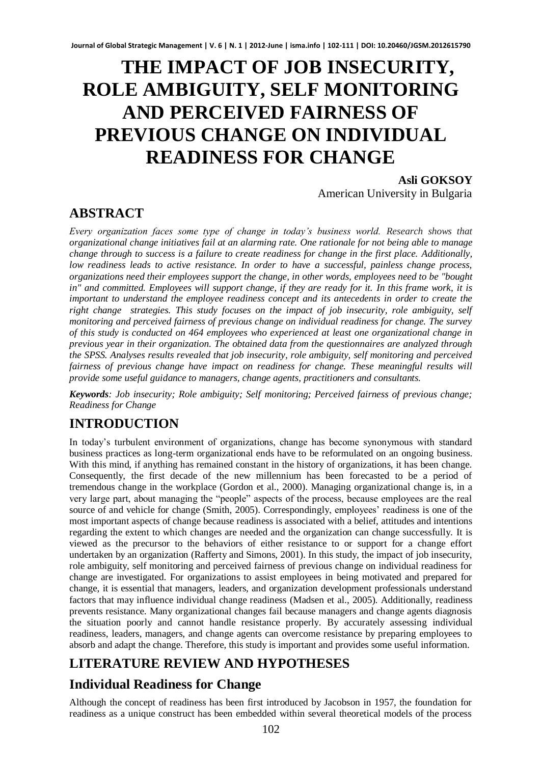# THE IMPACT OF JOB INSECURITY, ROLE AMBIGUITY, SELF MONITORING AND PERCEIVED FAIRNESS OF PREVIOUS CHANGE ON INDIVIDUAL READINESS FOR CHANGE

**Asli GOKSOY**

American University in Bulgaria

## ABSTRACT

*Every organization faces some type of change in today's business world. Research shows that organizational change initiatives fail at an alarming rate. One rationale for not being able to manage change through to success is a failure to create readiness for change in the first place. Additionally, low readiness leads to active resistance. In order to have a successful, painless change process, organizations need their employees support the change, in other words, employees need to be "bought in" and committed. Employees will support change, if they are ready for it. In this frame work, it is important to understand the employee readiness concept and its antecedents in order to create the right change strategies. This study focuses on the impact of job insecurity, role ambiguity, self monitoring and perceived fairness of previous change on individual readiness for change. The survey of this study is conducted on 464 employees who experienced at least one organizational change in previous year in their organization. The obtained data from the questionnaires are analyzed through the SPSS. Analyses results revealed that job insecurity, role ambiguity, self monitoring and perceived fairness of previous change have impact on readiness for change. These meaningful results will provide some useful guidance to managers, change agents, practitioners and consultants.*

***Keywords**: Job insecurity; Role ambiguity; Self monitoring; Perceived fairness of previous change; Readiness for Change*

## INTRODUCTION

In today's turbulent environment of organizations, change has become synonymous with standard business practices as long-term organizational ends have to be reformulated on an ongoing business. With this mind, if anything has remained constant in the history of organizations, it has been change. Consequently, the first decade of the new millennium has been forecasted to be a period of tremendous change in the workplace (Gordon et al., 2000). Managing organizational change is, in a very large part, about managing the "people" aspects of the process, because employees are the real source of and vehicle for change (Smith, 2005). Correspondingly, employees' readiness is one of the most important aspects of change because readiness is associated with a belief, attitudes and intentions regarding the extent to which changes are needed and the organization can change successfully. It is viewed as the precursor to the behaviors of either resistance to or support for a change effort undertaken by an organization (Rafferty and Simons, 2001). In this study, the impact of job insecurity, role ambiguity, self monitoring and perceived fairness of previous change on individual readiness for change are investigated. For organizations to assist employees in being motivated and prepared for change, it is essential that managers, leaders, and organization development professionals understand factors that may influence individual change readiness (Madsen et al., 2005). Additionally, readiness prevents resistance. Many organizational changes fail because managers and change agents diagnosis the situation poorly and cannot handle resistance properly. By accurately assessing individual readiness, leaders, managers, and change agents can overcome resistance by preparing employees to absorb and adapt the change. Therefore, this study is important and provides some useful information.

## LITERATURE REVIEW AND HYPOTHESES

## Individual Readiness for Change

Although the concept of readiness has been first introduced by Jacobson in 1957, the foundation for readiness as a unique construct has been embedded within several theoretical models of the process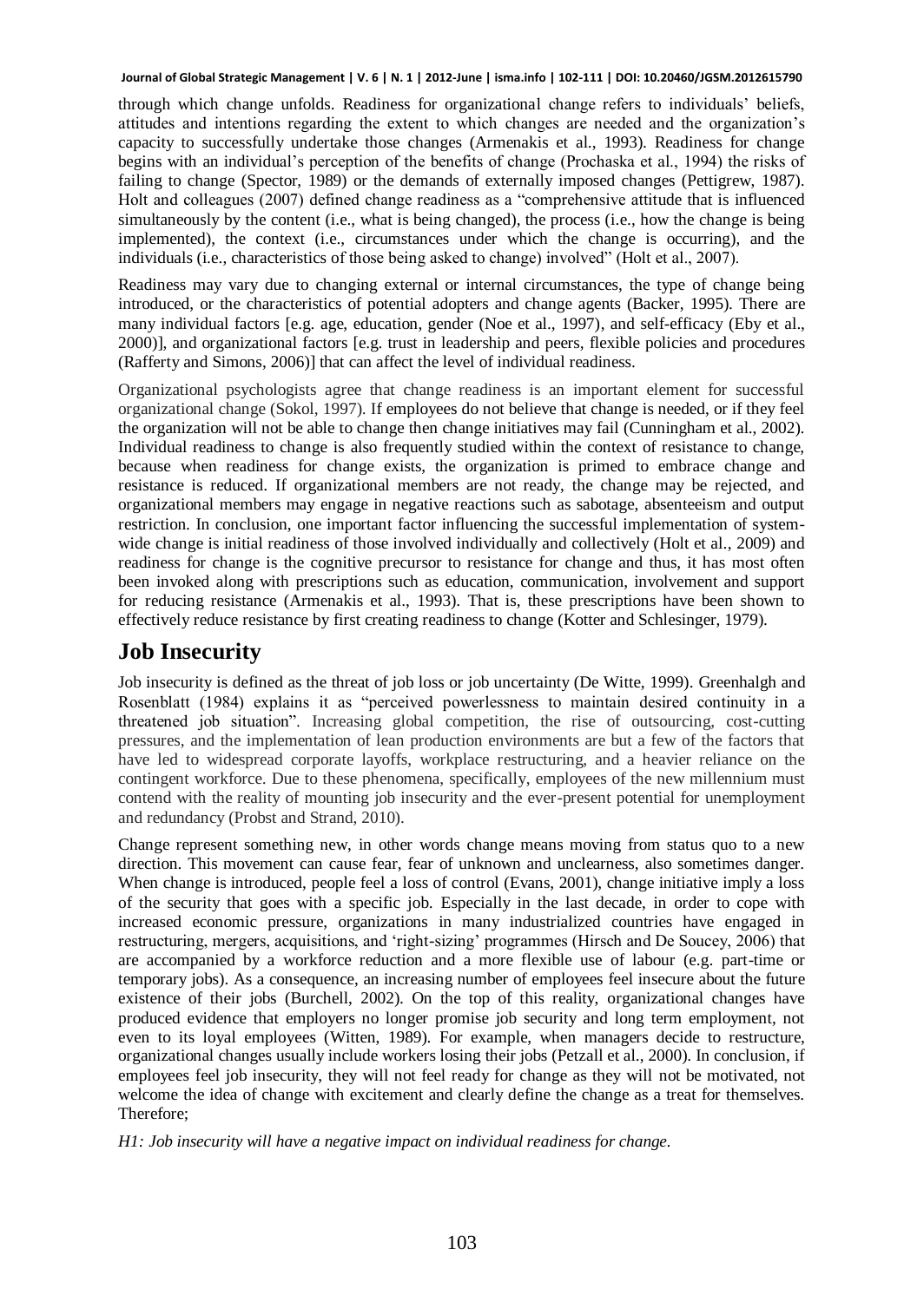through which change unfolds. Readiness for organizational change refers to individuals' beliefs, attitudes and intentions regarding the extent to which changes are needed and the organization's capacity to successfully undertake those changes (Armenakis et al., 1993). Readiness for change begins with an individual's perception of the benefits of change (Prochaska et al., 1994) the risks of failing to change (Spector, 1989) or the demands of externally imposed changes (Pettigrew, 1987). Holt and colleagues (2007) defined change readiness as a "comprehensive attitude that is influenced simultaneously by the content (i.e., what is being changed), the process (i.e., how the change is being implemented), the context (i.e., circumstances under which the change is occurring), and the individuals (i.e., characteristics of those being asked to change) involved" (Holt et al., 2007).

Readiness may vary due to changing external or internal circumstances, the type of change being introduced, or the characteristics of potential adopters and change agents (Backer, 1995). There are many individual factors [e.g. age, education, gender (Noe et al., 1997), and self-efficacy (Eby et al., 2000)], and organizational factors [e.g. trust in leadership and peers, flexible policies and procedures (Rafferty and Simons, 2006)] that can affect the level of individual readiness.

Organizational psychologists agree that change readiness is an important element for successful organizational change (Sokol, 1997). If employees do not believe that change is needed, or if they feel the organization will not be able to change then change initiatives may fail (Cunningham et al., 2002). Individual readiness to change is also frequently studied within the context of resistance to change, because when readiness for change exists, the organization is primed to embrace change and resistance is reduced. If organizational members are not ready, the change may be rejected, and organizational members may engage in negative reactions such as sabotage, absenteeism and output restriction. In conclusion, one important factor influencing the successful implementation of system-wide change is initial readiness of those involved individually and collectively (Holt et al., 2009) and readiness for change is the cognitive precursor to resistance for change and thus, it has most often been invoked along with prescriptions such as education, communication, involvement and support for reducing resistance (Armenakis et al., 1993). That is, these prescriptions have been shown to effectively reduce resistance by first creating readiness to change (Kotter and Schlesinger, 1979).

# Job Insecurity

Job insecurity is defined as the threat of job loss or job uncertainty (De Witte, 1999). Greenhalgh and Rosenblatt (1984) explains it as "perceived powerlessness to maintain desired continuity in a threatened job situation". Increasing global competition, the rise of outsourcing, cost-cutting pressures, and the implementation of lean production environments are but a few of the factors that have led to widespread corporate layoffs, workplace restructuring, and a heavier reliance on the contingent workforce. Due to these phenomena, specifically, employees of the new millennium must contend with the reality of mounting job insecurity and the ever-present potential for unemployment and redundancy (Probst and Strand, 2010).

Change represent something new, in other words change means moving from status quo to a new direction. This movement can cause fear, fear of unknown and unclearness, also sometimes danger. When change is introduced, people feel a loss of control (Evans, 2001), change initiative imply a loss of the security that goes with a specific job. Especially in the last decade, in order to cope with increased economic pressure, organizations in many industrialized countries have engaged in restructuring, mergers, acquisitions, and 'right-sizing' programmes (Hirsch and De Soucey, 2006) that are accompanied by a workforce reduction and a more flexible use of labour (e.g. part-time or temporary jobs). As a consequence, an increasing number of employees feel insecure about the future existence of their jobs (Burchell, 2002). On the top of this reality, organizational changes have produced evidence that employers no longer promise job security and long term employment, not even to its loyal employees (Witten, 1989). For example, when managers decide to restructure, organizational changes usually include workers losing their jobs (Petzall et al., 2000). In conclusion, if employees feel job insecurity, they will not feel ready for change as they will not be motivated, not welcome the idea of change with excitement and clearly define the change as a treat for themselves. Therefore;

*H1: Job insecurity will have a negative impact on individual readiness for change.*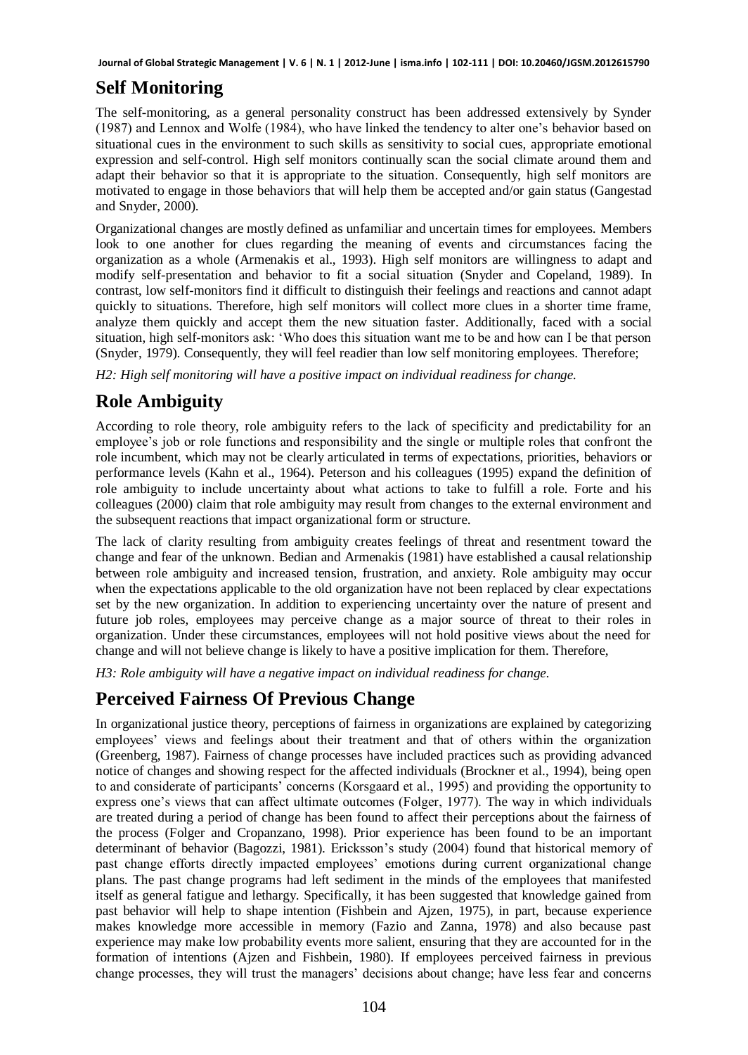## Self Monitoring

The self-monitoring, as a general personality construct has been addressed extensively by Synder (1987) and Lennox and Wolfe (1984), who have linked the tendency to alter one's behavior based on situational cues in the environment to such skills as sensitivity to social cues, appropriate emotional expression and self-control. High self monitors continually scan the social climate around them and adapt their behavior so that it is appropriate to the situation. Consequently, high self monitors are motivated to engage in those behaviors that will help them be accepted and/or gain status (Gangestad and Snyder, 2000).

Organizational changes are mostly defined as unfamiliar and uncertain times for employees. Members look to one another for clues regarding the meaning of events and circumstances facing the organization as a whole (Armenakis et al., 1993). High self monitors are willingness to adapt and modify self-presentation and behavior to fit a social situation (Snyder and Copeland, 1989). In contrast, low self-monitors find it difficult to distinguish their feelings and reactions and cannot adapt quickly to situations. Therefore, high self monitors will collect more clues in a shorter time frame, analyze them quickly and accept them the new situation faster. Additionally, faced with a social situation, high self-monitors ask: 'Who does this situation want me to be and how can I be that person (Snyder, 1979). Consequently, they will feel readier than low self monitoring employees. Therefore;

*H2: High self monitoring will have a positive impact on individual readiness for change.*

## Role Ambiguity

According to role theory, role ambiguity refers to the lack of specificity and predictability for an employee's job or role functions and responsibility and the single or multiple roles that confront the role incumbent, which may not be clearly articulated in terms of expectations, priorities, behaviors or performance levels (Kahn et al., 1964). Peterson and his colleagues (1995) expand the definition of role ambiguity to include uncertainty about what actions to take to fulfill a role. Forte and his colleagues (2000) claim that role ambiguity may result from changes to the external environment and the subsequent reactions that impact organizational form or structure.

The lack of clarity resulting from ambiguity creates feelings of threat and resentment toward the change and fear of the unknown. Bedian and Armenakis (1981) have established a causal relationship between role ambiguity and increased tension, frustration, and anxiety. Role ambiguity may occur when the expectations applicable to the old organization have not been replaced by clear expectations set by the new organization. In addition to experiencing uncertainty over the nature of present and future job roles, employees may perceive change as a major source of threat to their roles in organization. Under these circumstances, employees will not hold positive views about the need for change and will not believe change is likely to have a positive implication for them. Therefore,

*H3: Role ambiguity will have a negative impact on individual readiness for change.*

## Perceived Fairness Of Previous Change

In organizational justice theory, perceptions of fairness in organizations are explained by categorizing employees' views and feelings about their treatment and that of others within the organization (Greenberg, 1987). Fairness of change processes have included practices such as providing advanced notice of changes and showing respect for the affected individuals (Brockner et al., 1994), being open to and considerate of participants' concerns (Korsgaard et al., 1995) and providing the opportunity to express one's views that can affect ultimate outcomes (Folger, 1977). The way in which individuals are treated during a period of change has been found to affect their perceptions about the fairness of the process (Folger and Cropanzano, 1998). Prior experience has been found to be an important determinant of behavior (Bagozzi, 1981). Ericksson's study (2004) found that historical memory of past change efforts directly impacted employees' emotions during current organizational change plans. The past change programs had left sediment in the minds of the employees that manifested itself as general fatigue and lethargy. Specifically, it has been suggested that knowledge gained from past behavior will help to shape intention (Fishbein and Ajzen, 1975), in part, because experience makes knowledge more accessible in memory (Fazio and Zanna, 1978) and also because past experience may make low probability events more salient, ensuring that they are accounted for in the formation of intentions (Ajzen and Fishbein, 1980). If employees perceived fairness in previous change processes, they will trust the managers' decisions about change; have less fear and concerns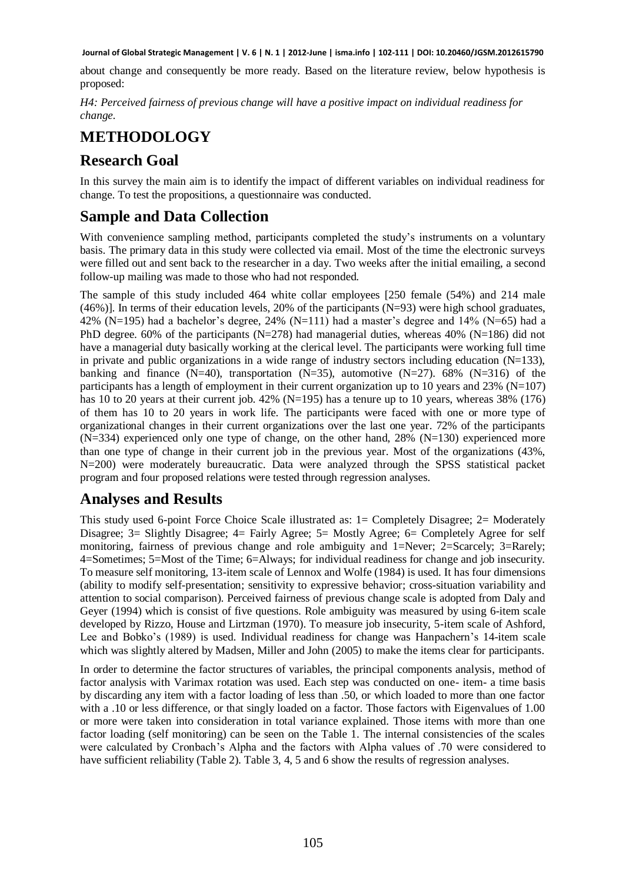about change and consequently be more ready. Based on the literature review, below hypothesis is proposed:

*H4: Perceived fairness of previous change will have a positive impact on individual readiness for change.*

# METHODOLOGY

## Research Goal

In this survey the main aim is to identify the impact of different variables on individual readiness for change. To test the propositions, a questionnaire was conducted.

## Sample and Data Collection

With convenience sampling method, participants completed the study's instruments on a voluntary basis. The primary data in this study were collected via email. Most of the time the electronic surveys were filled out and sent back to the researcher in a day. Two weeks after the initial emailing, a second follow-up mailing was made to those who had not responded.

The sample of this study included 464 white collar employees [250 female (54%) and 214 male (46%)]. In terms of their education levels, 20% of the participants (N=93) were high school graduates, 42% (N=195) had a bachelor's degree, 24% (N=111) had a master's degree and 14% (N=65) had a PhD degree. 60% of the participants (N=278) had managerial duties, whereas 40% (N=186) did not have a managerial duty basically working at the clerical level. The participants were working full time in private and public organizations in a wide range of industry sectors including education (N=133), banking and finance (N=40), transportation (N=35), automotive (N=27). 68% (N=316) of the participants has a length of employment in their current organization up to 10 years and 23% (N=107) has 10 to 20 years at their current job. 42% (N=195) has a tenure up to 10 years, whereas 38% (176) of them has 10 to 20 years in work life. The participants were faced with one or more type of organizational changes in their current organizations over the last one year. 72% of the participants (N=334) experienced only one type of change, on the other hand, 28% (N=130) experienced more than one type of change in their current job in the previous year. Most of the organizations (43%, N=200) were moderately bureaucratic. Data were analyzed through the SPSS statistical packet program and four proposed relations were tested through regression analyses.

## Analyses and Results

This study used 6-point Force Choice Scale illustrated as: 1= Completely Disagree; 2= Moderately Disagree; 3= Slightly Disagree; 4= Fairly Agree; 5= Mostly Agree; 6= Completely Agree for self monitoring, fairness of previous change and role ambiguity and 1=Never; 2=Scarcely; 3=Rarely; 4=Sometimes; 5=Most of the Time; 6=Always; for individual readiness for change and job insecurity. To measure self monitoring, 13-item scale of Lennox and Wolfe (1984) is used. It has four dimensions (ability to modify self-presentation; sensitivity to expressive behavior; cross-situation variability and attention to social comparison). Perceived fairness of previous change scale is adopted from Daly and Geyer (1994) which is consist of five questions. Role ambiguity was measured by using 6-item scale developed by Rizzo, House and Lirtzman (1970). To measure job insecurity, 5-item scale of Ashford, Lee and Bobko's (1989) is used. Individual readiness for change was Hanpachern's 14-item scale which was slightly altered by Madsen, Miller and John (2005) to make the items clear for participants.

In order to determine the factor structures of variables, the principal components analysis, method of factor analysis with Varimax rotation was used. Each step was conducted on one- item- a time basis by discarding any item with a factor loading of less than .50, or which loaded to more than one factor with a .10 or less difference, or that singly loaded on a factor. Those factors with Eigenvalues of 1.00 or more were taken into consideration in total variance explained. Those items with more than one factor loading (self monitoring) can be seen on the Table 1. The internal consistencies of the scales were calculated by Cronbach's Alpha and the factors with Alpha values of .70 were considered to have sufficient reliability (Table 2). Table 3, 4, 5 and 6 show the results of regression analyses.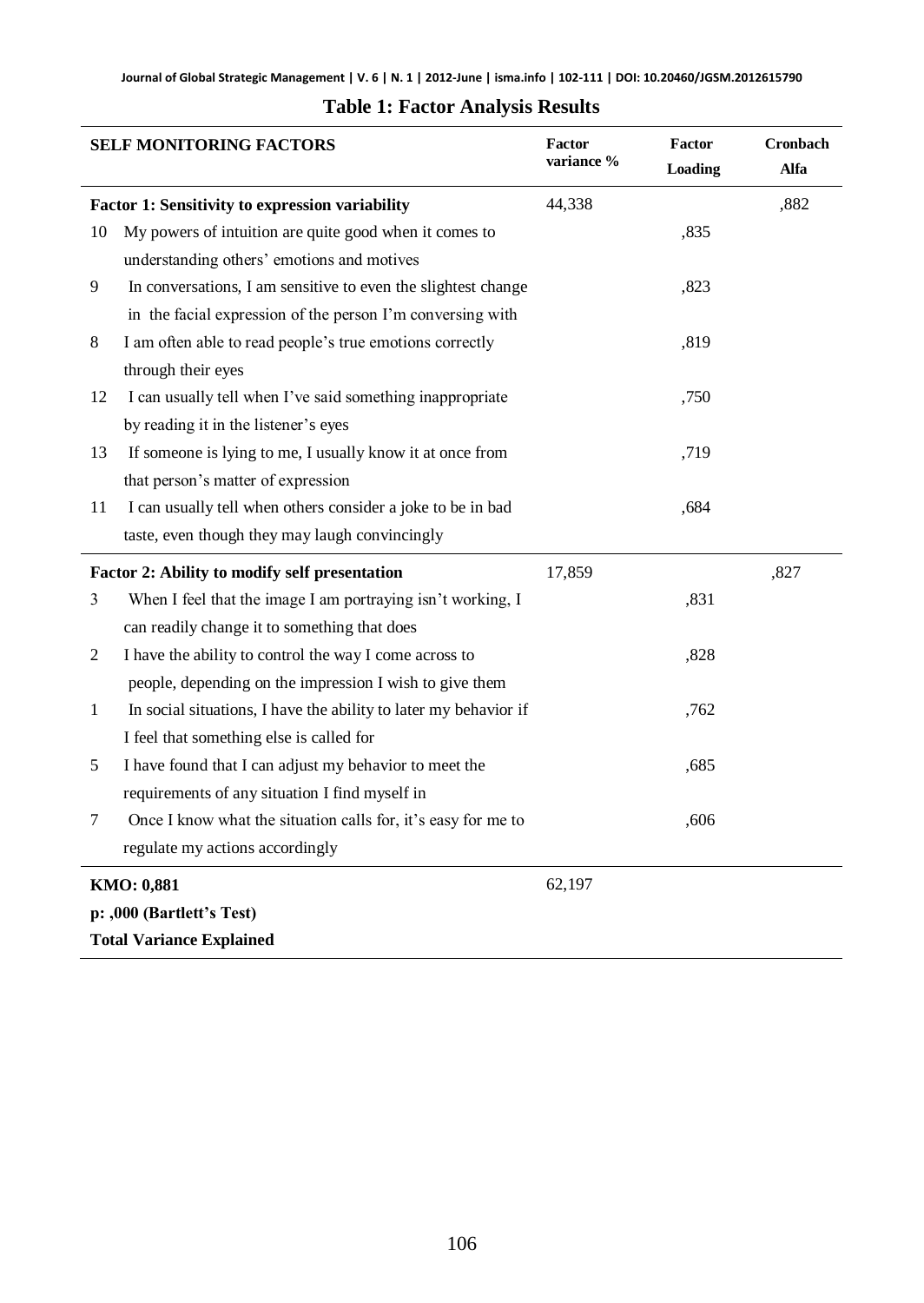**Table 1: Factor Analysis Results**

| SELF MONITORING FACTORS | | Factor variance % | Factor Loading | Cronbach Alfa |
|---|---|---|---|---|
| **Factor 1: Sensitivity to expression variability** | | 44,338 | | ,882 |
| 10 | My powers of intuition are quite good when it comes to understanding others' emotions and motives | | ,835 | |
| 9 | In conversations, I am sensitive to even the slightest change in the facial expression of the person I'm conversing with | | ,823 | |
| 8 | I am often able to read people's true emotions correctly through their eyes | | ,819 | |
| 12 | I can usually tell when I've said something inappropriate by reading it in the listener's eyes | | ,750 | |
| 13 | If someone is lying to me, I usually know it at once from that person's matter of expression | | ,719 | |
| 11 | I can usually tell when others consider a joke to be in bad taste, even though they may laugh convincingly | | ,684 | |
| **Factor 2: Ability to modify self presentation** | | 17,859 | | ,827 |
| 3 | When I feel that the image I am portraying isn't working, I can readily change it to something that does | | ,831 | |
| 2 | I have the ability to control the way I come across to people, depending on the impression I wish to give them | | ,828 | |
| 1 | In social situations, I have the ability to later my behavior if I feel that something else is called for | | ,762 | |
| 5 | I have found that I can adjust my behavior to meet the requirements of any situation I find myself in | | ,685 | |
| 7 | Once I know what the situation calls for, it's easy for me to regulate my actions accordingly | | ,606 | |
| **KMO: 0,881** **p: ,000 (Bartlett's Test)** **Total Variance Explained** | | 62,197 | | |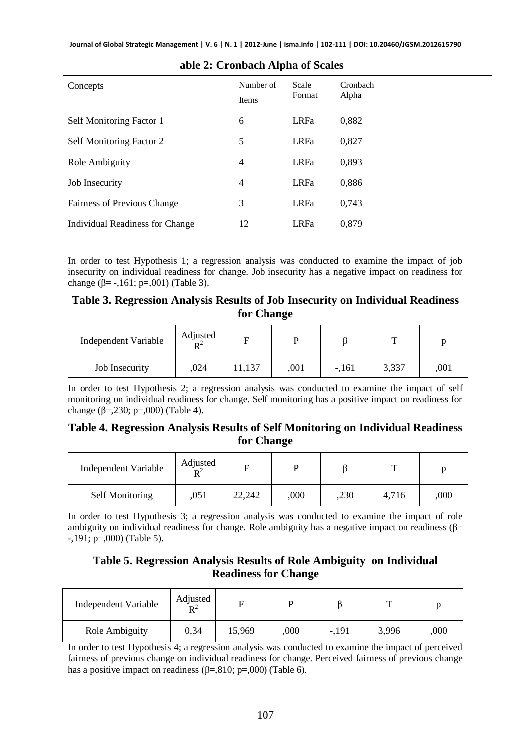**able 2: Cronbach Alpha of Scales**

| Concepts | Number of Items | Scale Format | Cronbach Alpha |
|---|---|---|---|
| Self Monitoring Factor 1 | 6 | LRFa | 0,882 |
| Self Monitoring Factor 2 | 5 | LRFa | 0,827 |
| Role Ambiguity | 4 | LRFa | 0,893 |
| Job Insecurity | 4 | LRFa | 0,886 |
| Fairness of Previous Change | 3 | LRFa | 0,743 |
| Individual Readiness for Change | 12 | LRFa | 0,879 |

In order to test Hypothesis 1; a regression analysis was conducted to examine the impact of job insecurity on individual readiness for change. Job insecurity has a negative impact on readiness for change (β= -,161; p=,001) (Table 3).

**Table 3. Regression Analysis Results of Job Insecurity on Individual Readiness for Change**

| Independent Variable | Adjusted $R^2$ | F | P | β | T | p |
|---|---|---|---|---|---|---|
| Job Insecurity | ,024 | 11,137 | ,001 | -,161 | 3,337 | ,001 |

In order to test Hypothesis 2; a regression analysis was conducted to examine the impact of self monitoring on individual readiness for change. Self monitoring has a positive impact on readiness for change (β=,230; p=,000) (Table 4).

**Table 4. Regression Analysis Results of Self Monitoring on Individual Readiness for Change**

| Independent Variable | Adjusted $R^2$ | F | P | β | T | p |
|---|---|---|---|---|---|---|
| Self Monitoring | ,051 | 22,242 | ,000 | ,230 | 4,716 | ,000 |

In order to test Hypothesis 3; a regression analysis was conducted to examine the impact of role ambiguity on individual readiness for change. Role ambiguity has a negative impact on readiness (β= -,191; p=,000) (Table 5).

**Table 5. Regression Analysis Results of Role Ambiguity on Individual Readiness for Change**

| Independent Variable | Adjusted $R^2$ | F | P | β | T | p |
|---|---|---|---|---|---|---|
| Role Ambiguity | 0,34 | 15,969 | ,000 | -,191 | 3,996 | ,000 |

In order to test Hypothesis 4; a regression analysis was conducted to examine the impact of perceived fairness of previous change on individual readiness for change. Perceived fairness of previous change has a positive impact on readiness (β=,810; p=,000) (Table 6).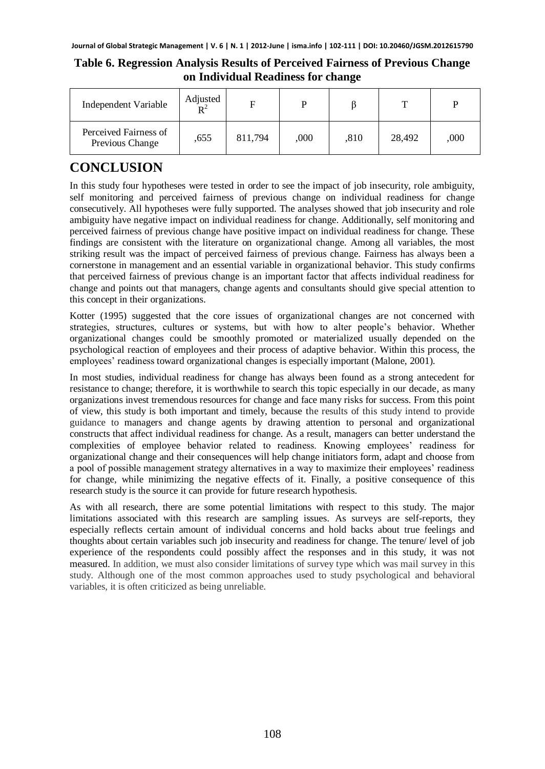**Table 6. Regression Analysis Results of Perceived Fairness of Previous Change on Individual Readiness for change**

| Independent Variable | Adjusted $R^2$ | F | P | β | T | P |
|---|---|---|---|---|---|---|
| Perceived Fairness of Previous Change | ,655 | 811,794 | ,000 | ,810 | 28,492 | ,000 |

# CONCLUSION

In this study four hypotheses were tested in order to see the impact of job insecurity, role ambiguity, self monitoring and perceived fairness of previous change on individual readiness for change consecutively. All hypotheses were fully supported. The analyses showed that job insecurity and role ambiguity have negative impact on individual readiness for change. Additionally, self monitoring and perceived fairness of previous change have positive impact on individual readiness for change. These findings are consistent with the literature on organizational change. Among all variables, the most striking result was the impact of perceived fairness of previous change. Fairness has always been a cornerstone in management and an essential variable in organizational behavior. This study confirms that perceived fairness of previous change is an important factor that affects individual readiness for change and points out that managers, change agents and consultants should give special attention to this concept in their organizations.

Kotter (1995) suggested that the core issues of organizational changes are not concerned with strategies, structures, cultures or systems, but with how to alter people's behavior. Whether organizational changes could be smoothly promoted or materialized usually depended on the psychological reaction of employees and their process of adaptive behavior. Within this process, the employees' readiness toward organizational changes is especially important (Malone, 2001).

In most studies, individual readiness for change has always been found as a strong antecedent for resistance to change; therefore, it is worthwhile to search this topic especially in our decade, as many organizations invest tremendous resources for change and face many risks for success. From this point of view, this study is both important and timely, because the results of this study intend to provide guidance to managers and change agents by drawing attention to personal and organizational constructs that affect individual readiness for change. As a result, managers can better understand the complexities of employee behavior related to readiness. Knowing employees' readiness for organizational change and their consequences will help change initiators form, adapt and choose from a pool of possible management strategy alternatives in a way to maximize their employees' readiness for change, while minimizing the negative effects of it. Finally, a positive consequence of this research study is the source it can provide for future research hypothesis.

As with all research, there are some potential limitations with respect to this study. The major limitations associated with this research are sampling issues. As surveys are self-reports, they especially reflects certain amount of individual concerns and hold backs about true feelings and thoughts about certain variables such job insecurity and readiness for change. The tenure/ level of job experience of the respondents could possibly affect the responses and in this study, it was not measured. In addition, we must also consider limitations of survey type which was mail survey in this study. Although one of the most common approaches used to study psychological and behavioral variables, it is often criticized as being unreliable.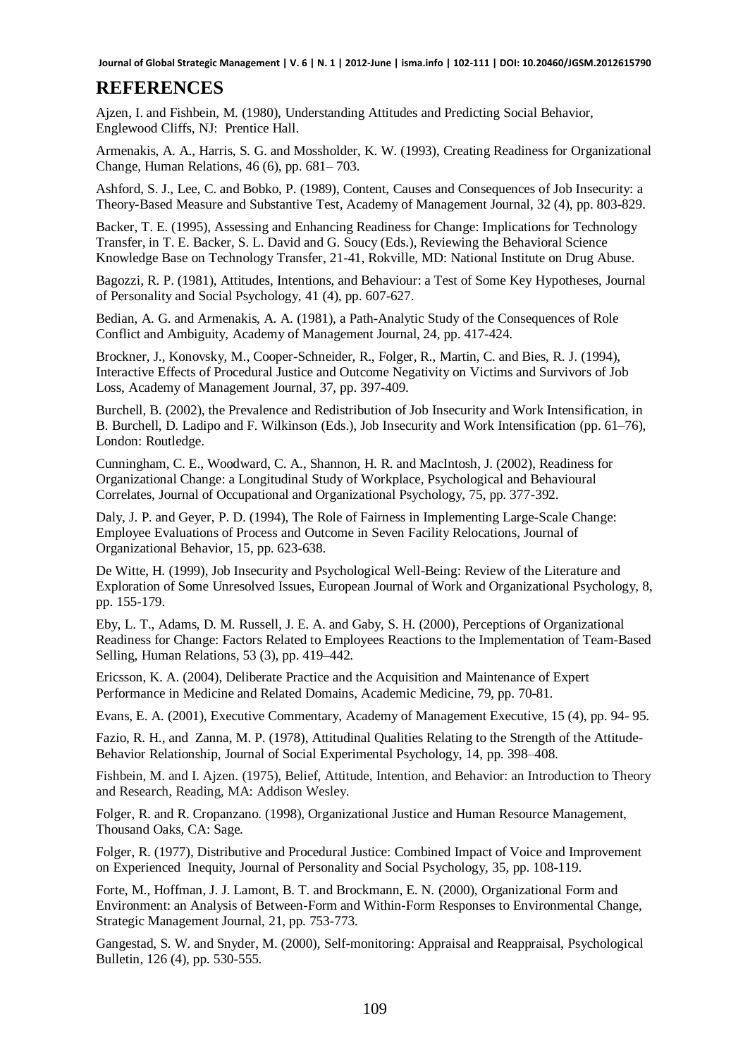## REFERENCES

Ajzen, I. and Fishbein, M. (1980), Understanding Attitudes and Predicting Social Behavior, Englewood Cliffs, NJ: Prentice Hall.

Armenakis, A. A., Harris, S. G. and Mossholder, K. W. (1993), Creating Readiness for Organizational Change, Human Relations, 46 (6), pp. 681– 703.

Ashford, S. J., Lee, C. and Bobko, P. (1989), Content, Causes and Consequences of Job Insecurity: a Theory-Based Measure and Substantive Test, Academy of Management Journal, 32 (4), pp. 803-829.

Backer, T. E. (1995), Assessing and Enhancing Readiness for Change: Implications for Technology Transfer, in T. E. Backer, S. L. David and G. Soucy (Eds.), Reviewing the Behavioral Science Knowledge Base on Technology Transfer, 21-41, Rokville, MD: National Institute on Drug Abuse.

Bagozzi, R. P. (1981), Attitudes, Intentions, and Behaviour: a Test of Some Key Hypotheses, Journal of Personality and Social Psychology, 41 (4), pp. 607-627.

Bedian, A. G. and Armenakis, A. A. (1981), a Path-Analytic Study of the Consequences of Role Conflict and Ambiguity, Academy of Management Journal, 24, pp. 417-424.

Brockner, J., Konovsky, M., Cooper-Schneider, R., Folger, R., Martin, C. and Bies, R. J. (1994), Interactive Effects of Procedural Justice and Outcome Negativity on Victims and Survivors of Job Loss, Academy of Management Journal, 37, pp. 397-409.

Burchell, B. (2002), the Prevalence and Redistribution of Job Insecurity and Work Intensification, in B. Burchell, D. Ladipo and F. Wilkinson (Eds.), Job Insecurity and Work Intensification (pp. 61–76), London: Routledge.

Cunningham, C. E., Woodward, C. A., Shannon, H. R. and MacIntosh, J. (2002), Readiness for Organizational Change: a Longitudinal Study of Workplace, Psychological and Behavioural Correlates, Journal of Occupational and Organizational Psychology, 75, pp. 377-392.

Daly, J. P. and Geyer, P. D. (1994), The Role of Fairness in Implementing Large-Scale Change: Employee Evaluations of Process and Outcome in Seven Facility Relocations, Journal of Organizational Behavior, 15, pp. 623-638.

De Witte, H. (1999), Job Insecurity and Psychological Well-Being: Review of the Literature and Exploration of Some Unresolved Issues, European Journal of Work and Organizational Psychology, 8, pp. 155-179.

Eby, L. T., Adams, D. M. Russell, J. E. A. and Gaby, S. H. (2000), Perceptions of Organizational Readiness for Change: Factors Related to Employees Reactions to the Implementation of Team-Based Selling, Human Relations, 53 (3), pp. 419–442.

Ericsson, K. A. (2004), Deliberate Practice and the Acquisition and Maintenance of Expert Performance in Medicine and Related Domains, Academic Medicine, 79, pp. 70-81.

Evans, E. A. (2001), Executive Commentary, Academy of Management Executive, 15 (4), pp. 94- 95.

Fazio, R. H., and Zanna, M. P. (1978), Attitudinal Qualities Relating to the Strength of the Attitude-Behavior Relationship, Journal of Social Experimental Psychology, 14, pp. 398–408.

Fishbein, M. and I. Ajzen. (1975), Belief, Attitude, Intention, and Behavior: an Introduction to Theory and Research, Reading, MA: Addison Wesley.

Folger, R. and R. Cropanzano. (1998), Organizational Justice and Human Resource Management, Thousand Oaks, CA: Sage.

Folger, R. (1977), Distributive and Procedural Justice: Combined Impact of Voice and Improvement on Experienced Inequity, Journal of Personality and Social Psychology, 35, pp. 108-119.

Forte, M., Hoffman, J. J. Lamont, B. T. and Brockmann, E. N. (2000), Organizational Form and Environment: an Analysis of Between-Form and Within-Form Responses to Environmental Change, Strategic Management Journal, 21, pp. 753-773.

Gangestad, S. W. and Snyder, M. (2000), Self-monitoring: Appraisal and Reappraisal, Psychological Bulletin, 126 (4), pp. 530-555.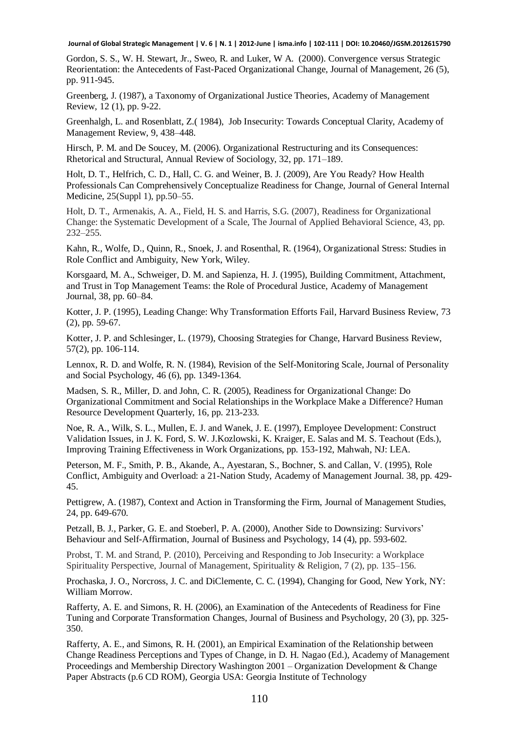Gordon, S. S., W. H. Stewart, Jr., Sweo, R. and Luker, W A. (2000). Convergence versus Strategic Reorientation: the Antecedents of Fast-Paced Organizational Change, Journal of Management, 26 (5), pp. 911-945.

Greenberg, J. (1987), a Taxonomy of Organizational Justice Theories, Academy of Management Review, 12 (1), pp. 9-22.

Greenhalgh, L. and Rosenblatt, Z.( 1984), Job Insecurity: Towards Conceptual Clarity, Academy of Management Review, 9, 438–448.

Hirsch, P. M. and De Soucey, M. (2006). Organizational Restructuring and its Consequences: Rhetorical and Structural, Annual Review of Sociology, 32, pp. 171–189.

Holt, D. T., Helfrich, C. D., Hall, C. G. and Weiner, B. J. (2009), Are You Ready? How Health Professionals Can Comprehensively Conceptualize Readiness for Change, Journal of General Internal Medicine, 25(Suppl 1), pp.50–55.

Holt, D. T., Armenakis, A. A., Field, H. S. and Harris, S.G. (2007), Readiness for Organizational Change: the Systematic Development of a Scale, The Journal of Applied Behavioral Science, 43, pp. 232–255.

Kahn, R., Wolfe, D., Quinn, R., Snoek, J. and Rosenthal, R. (1964), Organizational Stress: Studies in Role Conflict and Ambiguity, New York, Wiley.

Korsgaard, M. A., Schweiger, D. M. and Sapienza, H. J. (1995), Building Commitment, Attachment, and Trust in Top Management Teams: the Role of Procedural Justice, Academy of Management Journal, 38, pp. 60–84.

Kotter, J. P. (1995), Leading Change: Why Transformation Efforts Fail, Harvard Business Review, 73 (2), pp. 59-67.

Kotter, J. P. and Schlesinger, L. (1979), Choosing Strategies for Change, Harvard Business Review, 57(2), pp. 106-114.

Lennox, R. D. and Wolfe, R. N. (1984), Revision of the Self-Monitoring Scale, Journal of Personality and Social Psychology, 46 (6), pp. 1349-1364.

Madsen, S. R., Miller, D. and John, C. R. (2005), Readiness for Organizational Change: Do Organizational Commitment and Social Relationships in the Workplace Make a Difference? Human Resource Development Quarterly, 16, pp. 213-233.

Noe, R. A., Wilk, S. L., Mullen, E. J. and Wanek, J. E. (1997), Employee Development: Construct Validation Issues, in J. K. Ford, S. W. J.Kozlowski, K. Kraiger, E. Salas and M. S. Teachout (Eds.), Improving Training Effectiveness in Work Organizations, pp. 153-192, Mahwah, NJ: LEA.

Peterson, M. F., Smith, P. B., Akande, A., Ayestaran, S., Bochner, S. and Callan, V. (1995), Role Conflict, Ambiguity and Overload: a 21-Nation Study, Academy of Management Journal. 38, pp. 429-45.

Pettigrew, A. (1987), Context and Action in Transforming the Firm, Journal of Management Studies, 24, pp. 649-670.

Petzall, B. J., Parker, G. E. and Stoeberl, P. A. (2000), Another Side to Downsizing: Survivors' Behaviour and Self-Affirmation, Journal of Business and Psychology, 14 (4), pp. 593-602.

Probst, T. M. and Strand, P. (2010), Perceiving and Responding to Job Insecurity: a Workplace Spirituality Perspective, Journal of Management, Spirituality & Religion, 7 (2), pp. 135–156.

Prochaska, J. O., Norcross, J. C. and DiClemente, C. C. (1994), Changing for Good, New York, NY: William Morrow.

Rafferty, A. E. and Simons, R. H. (2006), an Examination of the Antecedents of Readiness for Fine Tuning and Corporate Transformation Changes, Journal of Business and Psychology, 20 (3), pp. 325-350.

Rafferty, A. E., and Simons, R. H. (2001), an Empirical Examination of the Relationship between Change Readiness Perceptions and Types of Change, in D. H. Nagao (Ed.), Academy of Management Proceedings and Membership Directory Washington 2001 – Organization Development & Change Paper Abstracts (p.6 CD ROM), Georgia USA: Georgia Institute of Technology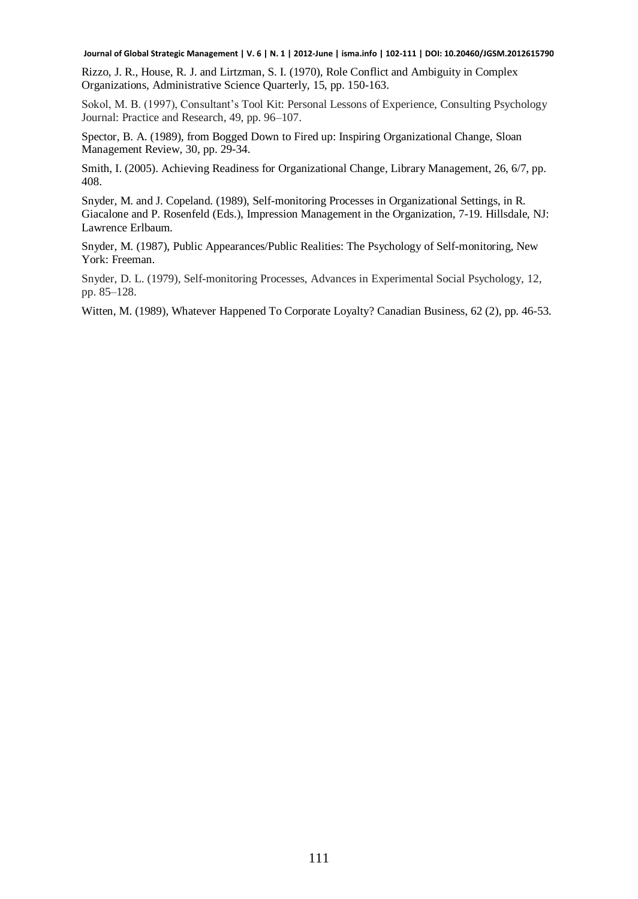Rizzo, J. R., House, R. J. and Lirtzman, S. I. (1970), Role Conflict and Ambiguity in Complex Organizations, Administrative Science Quarterly, 15, pp. 150-163.

Sokol, M. B. (1997), Consultant's Tool Kit: Personal Lessons of Experience, Consulting Psychology Journal: Practice and Research, 49, pp. 96–107.

Spector, B. A. (1989), from Bogged Down to Fired up: Inspiring Organizational Change, Sloan Management Review, 30, pp. 29-34.

Smith, I. (2005). Achieving Readiness for Organizational Change, Library Management, 26, 6/7, pp. 408.

Snyder, M. and J. Copeland. (1989), Self-monitoring Processes in Organizational Settings, in R. Giacalone and P. Rosenfeld (Eds.), Impression Management in the Organization, 7-19. Hillsdale, NJ: Lawrence Erlbaum.

Snyder, M. (1987), Public Appearances/Public Realities: The Psychology of Self-monitoring, New York: Freeman.

Snyder, D. L. (1979), Self-monitoring Processes, Advances in Experimental Social Psychology, 12, pp. 85–128.

Witten, M. (1989), Whatever Happened To Corporate Loyalty? Canadian Business, 62 (2), pp. 46-53.